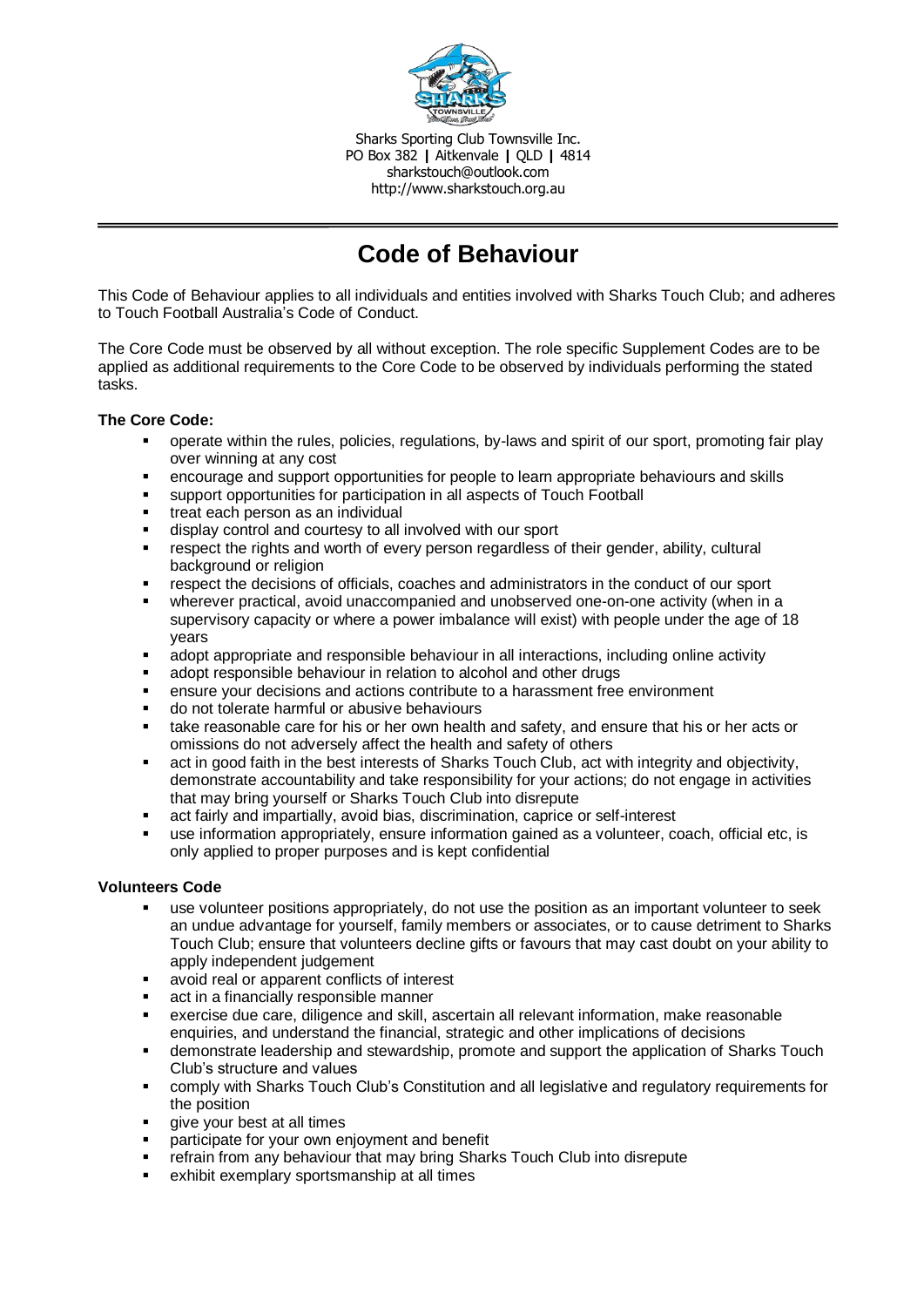Sharks Sporting Club Townsville Inc.
PO Box 382 | Aitkenvale | QLD | 4814
sharkstouch@outlook.com
http://www.sharkstouch.org.au

# Code of Behaviour

This Code of Behaviour applies to all individuals and entities involved with Sharks Touch Club; and adheres to Touch Football Australia's Code of Conduct.

The Core Code must be observed by all without exception. The role specific Supplement Codes are to be applied as additional requirements to the Core Code to be observed by individuals performing the stated tasks.

**The Core Code:**

- operate within the rules, policies, regulations, by-laws and spirit of our sport, promoting fair play over winning at any cost
- encourage and support opportunities for people to learn appropriate behaviours and skills
- support opportunities for participation in all aspects of Touch Football
- treat each person as an individual
- display control and courtesy to all involved with our sport
- respect the rights and worth of every person regardless of their gender, ability, cultural background or religion
- respect the decisions of officials, coaches and administrators in the conduct of our sport
- wherever practical, avoid unaccompanied and unobserved one-on-one activity (when in a supervisory capacity or where a power imbalance will exist) with people under the age of 18 years
- adopt appropriate and responsible behaviour in all interactions, including online activity
- adopt responsible behaviour in relation to alcohol and other drugs
- ensure your decisions and actions contribute to a harassment free environment
- do not tolerate harmful or abusive behaviours
- take reasonable care for his or her own health and safety, and ensure that his or her acts or omissions do not adversely affect the health and safety of others
- act in good faith in the best interests of Sharks Touch Club, act with integrity and objectivity, demonstrate accountability and take responsibility for your actions; do not engage in activities that may bring yourself or Sharks Touch Club into disrepute
- act fairly and impartially, avoid bias, discrimination, caprice or self-interest
- use information appropriately, ensure information gained as a volunteer, coach, official etc, is only applied to proper purposes and is kept confidential

**Volunteers Code**

- use volunteer positions appropriately, do not use the position as an important volunteer to seek an undue advantage for yourself, family members or associates, or to cause detriment to Sharks Touch Club; ensure that volunteers decline gifts or favours that may cast doubt on your ability to apply independent judgement
- avoid real or apparent conflicts of interest
- act in a financially responsible manner
- exercise due care, diligence and skill, ascertain all relevant information, make reasonable enquiries, and understand the financial, strategic and other implications of decisions
- demonstrate leadership and stewardship, promote and support the application of Sharks Touch Club's structure and values
- comply with Sharks Touch Club's Constitution and all legislative and regulatory requirements for the position
- give your best at all times
- participate for your own enjoyment and benefit
- refrain from any behaviour that may bring Sharks Touch Club into disrepute
- exhibit exemplary sportsmanship at all times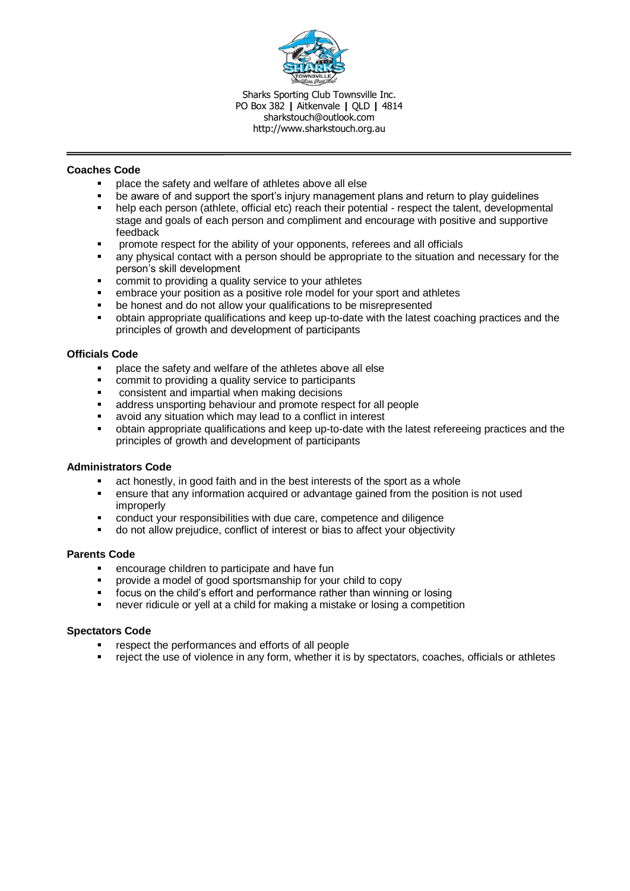Sharks Sporting Club Townsville Inc.
PO Box 382 | Aitkenvale | QLD | 4814
sharkstouch@outlook.com
http://www.sharkstouch.org.au

---

**Coaches Code**

- place the safety and welfare of athletes above all else
- be aware of and support the sport's injury management plans and return to play guidelines
- help each person (athlete, official etc) reach their potential - respect the talent, developmental stage and goals of each person and compliment and encourage with positive and supportive feedback
- promote respect for the ability of your opponents, referees and all officials
- any physical contact with a person should be appropriate to the situation and necessary for the person's skill development
- commit to providing a quality service to your athletes
- embrace your position as a positive role model for your sport and athletes
- be honest and do not allow your qualifications to be misrepresented
- obtain appropriate qualifications and keep up-to-date with the latest coaching practices and the principles of growth and development of participants

**Officials Code**

- place the safety and welfare of the athletes above all else
- commit to providing a quality service to participants
- consistent and impartial when making decisions
- address unsporting behaviour and promote respect for all people
- avoid any situation which may lead to a conflict in interest
- obtain appropriate qualifications and keep up-to-date with the latest refereeing practices and the principles of growth and development of participants

**Administrators Code**

- act honestly, in good faith and in the best interests of the sport as a whole
- ensure that any information acquired or advantage gained from the position is not used improperly
- conduct your responsibilities with due care, competence and diligence
- do not allow prejudice, conflict of interest or bias to affect your objectivity

**Parents Code**

- encourage children to participate and have fun
- provide a model of good sportsmanship for your child to copy
- focus on the child's effort and performance rather than winning or losing
- never ridicule or yell at a child for making a mistake or losing a competition

**Spectators Code**

- respect the performances and efforts of all people
- reject the use of violence in any form, whether it is by spectators, coaches, officials or athletes